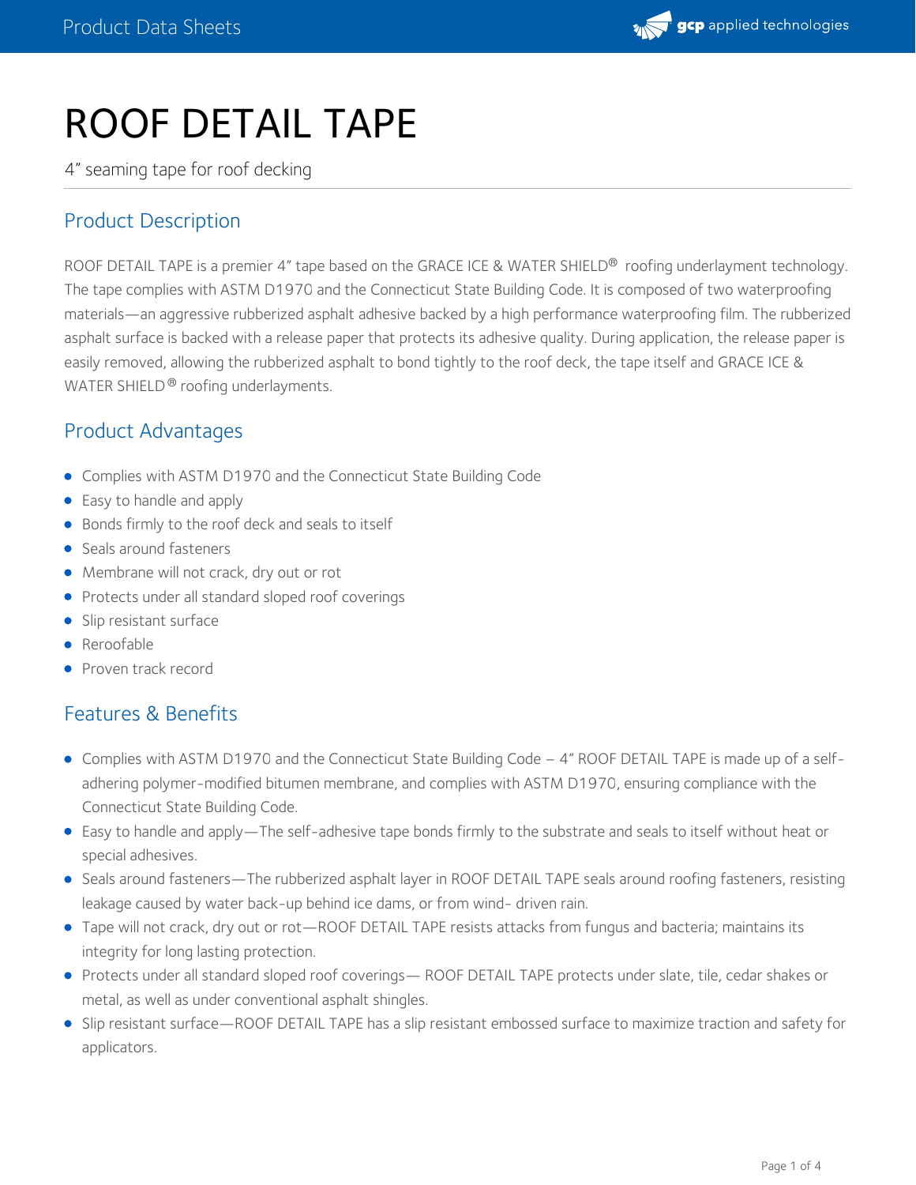# ROOF DETAIL TAPE

4" seaming tape for roof decking

## Product Description

ROOF DETAIL TAPE is a premier 4" tape based on the GRACE ICE & WATER SHIELD® roofing underlayment technology. The tape complies with ASTM D1970 and the Connecticut State Building Code. It is composed of two waterproofing materials—an aggressive rubberized asphalt adhesive backed by a high performance waterproofing film. The rubberized asphalt surface is backed with a release paper that protects its adhesive quality. During application, the release paper is easily removed, allowing the rubberized asphalt to bond tightly to the roof deck, the tape itself and GRACE ICE & WATER SHIELD® roofing underlayments.

## Product Advantages

- Complies with ASTM D1970 and the Connecticut State Building Code
- Easy to handle and apply
- Bonds firmly to the roof deck and seals to itself
- Seals around fasteners
- Membrane will not crack, dry out or rot
- Protects under all standard sloped roof coverings
- Slip resistant surface
- Reroofable
- Proven track record

## Features & Benefits

- Complies with ASTM D1970 and the Connecticut State Building Code – 4" ROOF DETAIL TAPE is made up of a self-adhering polymer-modified bitumen membrane, and complies with ASTM D1970, ensuring compliance with the Connecticut State Building Code.
- Easy to handle and apply—The self-adhesive tape bonds firmly to the substrate and seals to itself without heat or special adhesives.
- Seals around fasteners—The rubberized asphalt layer in ROOF DETAIL TAPE seals around roofing fasteners, resisting leakage caused by water back-up behind ice dams, or from wind- driven rain.
- Tape will not crack, dry out or rot—ROOF DETAIL TAPE resists attacks from fungus and bacteria; maintains its integrity for long lasting protection.
- Protects under all standard sloped roof coverings— ROOF DETAIL TAPE protects under slate, tile, cedar shakes or metal, as well as under conventional asphalt shingles.
- Slip resistant surface—ROOF DETAIL TAPE has a slip resistant embossed surface to maximize traction and safety for applicators.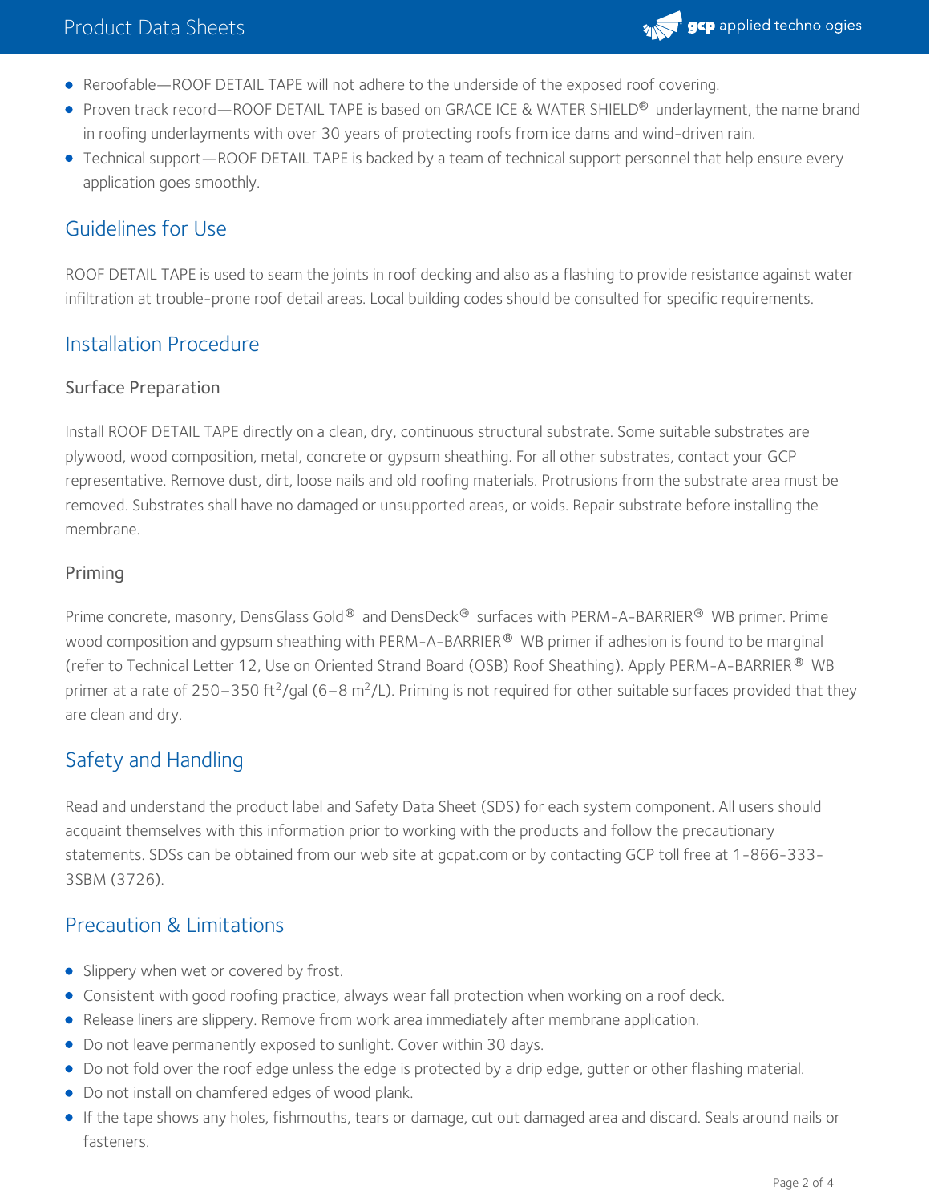- Reroofable—ROOF DETAIL TAPE will not adhere to the underside of the exposed roof covering.
- Proven track record—ROOF DETAIL TAPE is based on GRACE ICE & WATER SHIELD® underlayment, the name brand in roofing underlayments with over 30 years of protecting roofs from ice dams and wind-driven rain.
- Technical support—ROOF DETAIL TAPE is backed by a team of technical support personnel that help ensure every application goes smoothly.

## Guidelines for Use

ROOF DETAIL TAPE is used to seam the joints in roof decking and also as a flashing to provide resistance against water infiltration at trouble-prone roof detail areas. Local building codes should be consulted for specific requirements.

## Installation Procedure

### Surface Preparation

Install ROOF DETAIL TAPE directly on a clean, dry, continuous structural substrate. Some suitable substrates are plywood, wood composition, metal, concrete or gypsum sheathing. For all other substrates, contact your GCP representative. Remove dust, dirt, loose nails and old roofing materials. Protrusions from the substrate area must be removed. Substrates shall have no damaged or unsupported areas, or voids. Repair substrate before installing the membrane.

### Priming

Prime concrete, masonry, DensGlass Gold® and DensDeck® surfaces with PERM-A-BARRIER® WB primer. Prime wood composition and gypsum sheathing with PERM-A-BARRIER® WB primer if adhesion is found to be marginal (refer to Technical Letter 12, Use on Oriented Strand Board (OSB) Roof Sheathing). Apply PERM-A-BARRIER® WB primer at a rate of 250–350 $ft^2$/gal (6–8 $m^2$/L). Priming is not required for other suitable surfaces provided that they are clean and dry.

## Safety and Handling

Read and understand the product label and Safety Data Sheet (SDS) for each system component. All users should acquaint themselves with this information prior to working with the products and follow the precautionary statements. SDSs can be obtained from our web site at gcpat.com or by contacting GCP toll free at 1-866-333-3SBM (3726).

## Precaution & Limitations

- Slippery when wet or covered by frost.
- Consistent with good roofing practice, always wear fall protection when working on a roof deck.
- Release liners are slippery. Remove from work area immediately after membrane application.
- Do not leave permanently exposed to sunlight. Cover within 30 days.
- Do not fold over the roof edge unless the edge is protected by a drip edge, gutter or other flashing material.
- Do not install on chamfered edges of wood plank.
- If the tape shows any holes, fishmouths, tears or damage, cut out damaged area and discard. Seals around nails or fasteners.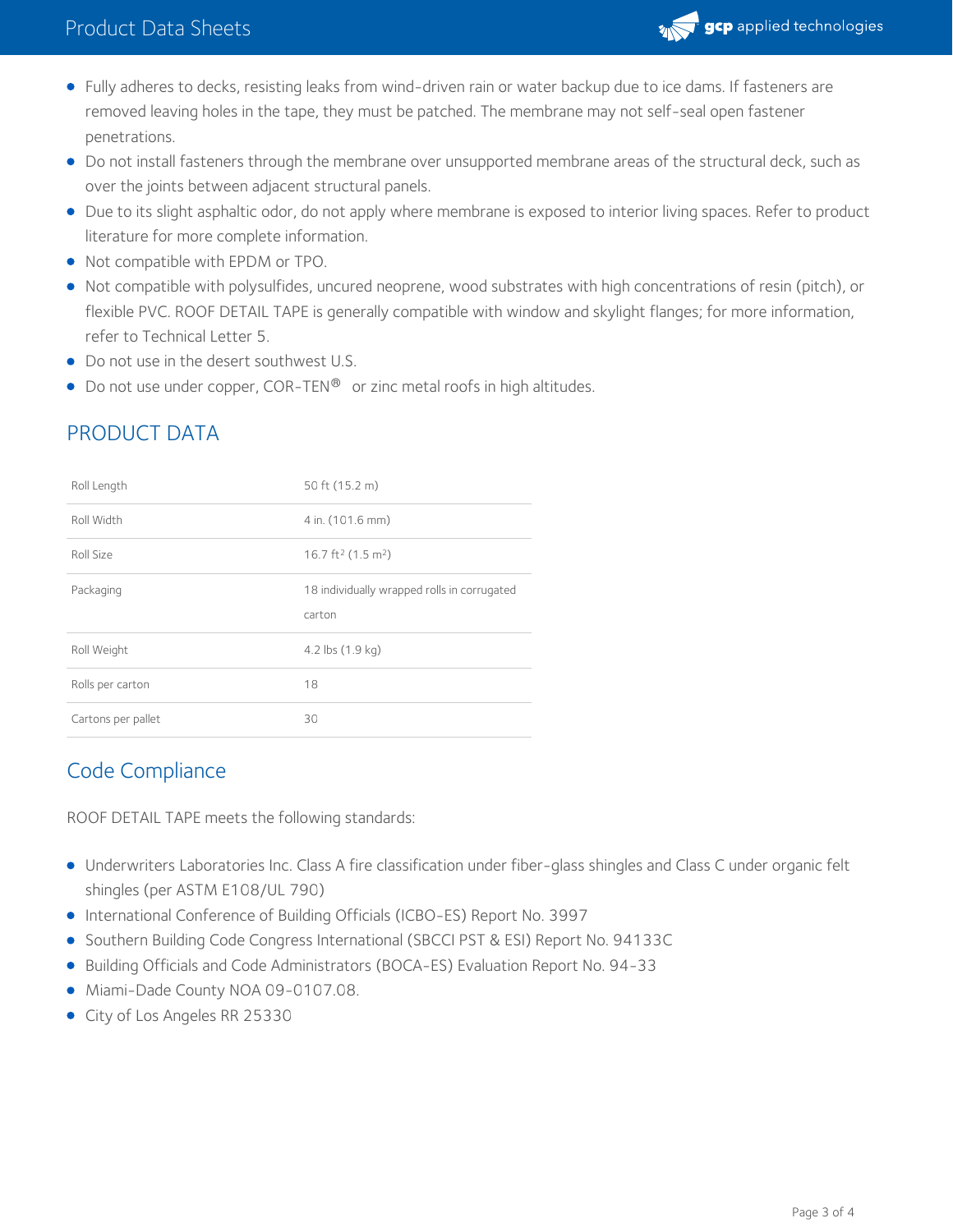- Fully adheres to decks, resisting leaks from wind-driven rain or water backup due to ice dams. If fasteners are removed leaving holes in the tape, they must be patched. The membrane may not self-seal open fastener penetrations.
- Do not install fasteners through the membrane over unsupported membrane areas of the structural deck, such as over the joints between adjacent structural panels.
- Due to its slight asphaltic odor, do not apply where membrane is exposed to interior living spaces. Refer to product literature for more complete information.
- Not compatible with EPDM or TPO.
- Not compatible with polysulfides, uncured neoprene, wood substrates with high concentrations of resin (pitch), or flexible PVC. ROOF DETAIL TAPE is generally compatible with window and skylight flanges; for more information, refer to Technical Letter 5.
- Do not use in the desert southwest U.S.
- Do not use under copper, COR-TEN® or zinc metal roofs in high altitudes.

## PRODUCT DATA

| | |
|---|---|
| Roll Length | 50 ft (15.2 m) |
| Roll Width | 4 in. (101.6 mm) |
| Roll Size | 16.7 $ft^2$ (1.5 $m^2$) |
| Packaging | 18 individually wrapped rolls in corrugated carton |
| Roll Weight | 4.2 lbs (1.9 kg) |
| Rolls per carton | 18 |
| Cartons per pallet | 30 |

## Code Compliance

ROOF DETAIL TAPE meets the following standards:

- Underwriters Laboratories Inc. Class A fire classification under fiber-glass shingles and Class C under organic felt shingles (per ASTM E108/UL 790)
- International Conference of Building Officials (ICBO-ES) Report No. 3997
- Southern Building Code Congress International (SBCCI PST & ESI) Report No. 94133C
- Building Officials and Code Administrators (BOCA-ES) Evaluation Report No. 94-33
- Miami-Dade County NOA 09-0107.08.
- City of Los Angeles RR 25330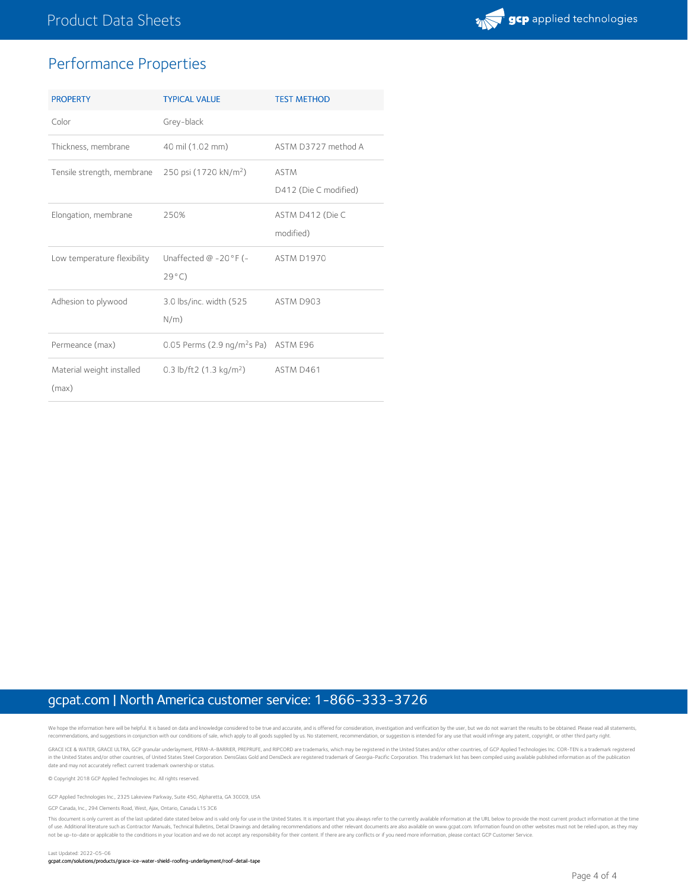## Performance Properties

| PROPERTY | TYPICAL VALUE | TEST METHOD |
|---|---|---|
| Color | Grey-black | |
| Thickness, membrane | 40 mil (1.02 mm) | ASTM D3727 method A |
| Tensile strength, membrane | 250 psi (1720 kN/m$^2$) | ASTM D412 (Die C modified) |
| Elongation, membrane | 250% | ASTM D412 (Die C modified) |
| Low temperature flexibility | Unaffected @ -20°F (-29°C) | ASTM D1970 |
| Adhesion to plywood | 3.0 lbs/inc. width (525 N/m) | ASTM D903 |
| Permeance (max) | 0.05 Perms (2.9 ng/m$^2$s Pa) | ASTM E96 |
| Material weight installed (max) | 0.3 lb/ft2 (1.3 kg/m$^2$) | ASTM D461 |

## gcpat.com | North America customer service: 1-866-333-3726

We hope the information here will be helpful. It is based on data and knowledge considered to be true and accurate, and is offered for consideration, investigation and verification by the user, but we do not warrant the results to be obtained. Please read all statements, recommendations, and suggestions in conjunction with our conditions of sale, which apply to all goods supplied by us. No statement, recommendation, or suggestion is intended for any use that would infringe any patent, copyright, or other third party right.

GRACE ICE & WATER, GRACE ULTRA, GCP granular underlayment, PERM-A-BARRIER, PREPRUFE, and RIPCORD are trademarks, which may be registered in the United States and/or other countries, of GCP Applied Technologies Inc. COR-TEN is a trademark registered in the United States and/or other countries, of United States Steel Corporation. DensGlass Gold and DensDeck are registered trademark of Georgia-Pacific Corporation. This trademark list has been compiled using available published information as of the publication date and may not accurately reflect current trademark ownership or status.

© Copyright 2018 GCP Applied Technologies Inc. All rights reserved.

GCP Applied Technologies Inc., 2325 Lakeview Parkway, Suite 450, Alpharetta, GA 30009, USA

GCP Canada, Inc., 294 Clements Road, West, Ajax, Ontario, Canada L1S 3C6

This document is only current as of the last updated date stated below and is valid only for use in the United States. It is important that you always refer to the currently available information at the URL below to provide the most current product information at the time of use. Additional literature such as Contractor Manuals, Technical Bulletins, Detail Drawings and detailing recommendations and other relevant documents are also available on www.gcpat.com. Information found on other websites must not be relied upon, as they may not be up-to-date or applicable to the conditions in your location and we do not accept any responsibility for their content. If there are any conflicts or if you need more information, please contact GCP Customer Service.

Last Updated: 2022-05-06
gcpat.com/solutions/products/grace-ice-water-shield-roofing-underlayment/roof-detail-tape